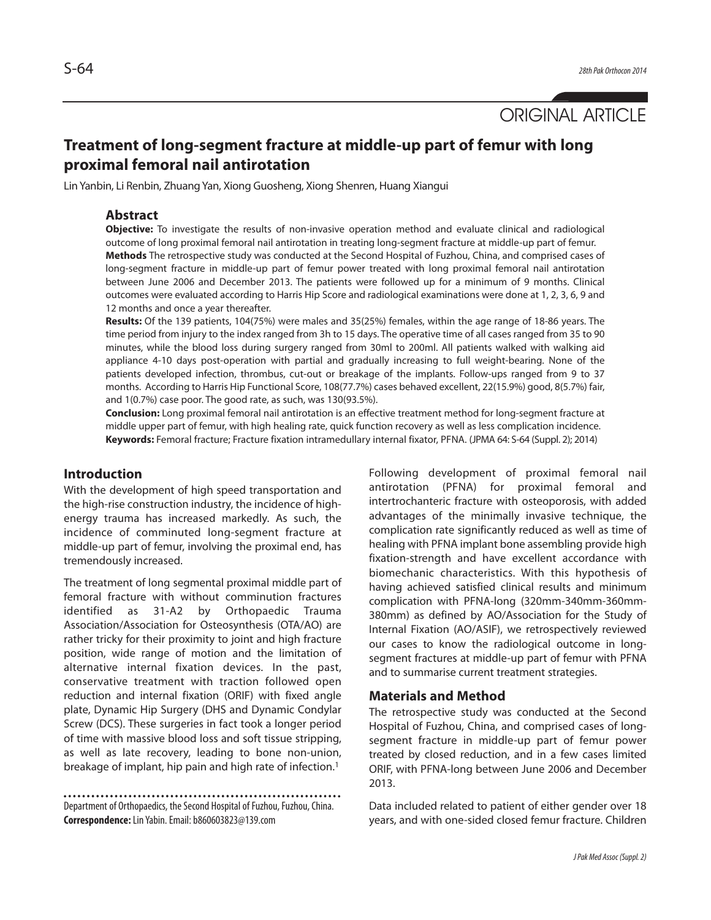ORIGINAL ARTICLE

# Treatment of long-segment fracture at middle-up part of femur with long proximal femoral nail antirotation

Lin Yanbin, Li Renbin, Zhuang Yan, Xiong Guosheng, Xiong Shenren, Huang Xiangui

## Abstract

**Objective:** To investigate the results of non-invasive operation method and evaluate clinical and radiological outcome of long proximal femoral nail antirotation in treating long-segment fracture at middle-up part of femur.

**Methods** The retrospective study was conducted at the Second Hospital of Fuzhou, China, and comprised cases of long-segment fracture in middle-up part of femur power treated with long proximal femoral nail antirotation between June 2006 and December 2013. The patients were followed up for a minimum of 9 months. Clinical outcomes were evaluated according to Harris Hip Score and radiological examinations were done at 1, 2, 3, 6, 9 and 12 months and once a year thereafter.

**Results:** Of the 139 patients, 104(75%) were males and 35(25%) females, within the age range of 18-86 years. The time period from injury to the index ranged from 3h to 15 days. The operative time of all cases ranged from 35 to 90 minutes, while the blood loss during surgery ranged from 30ml to 200ml. All patients walked with walking aid appliance 4-10 days post-operation with partial and gradually increasing to full weight-bearing. None of the patients developed infection, thrombus, cut-out or breakage of the implants. Follow-ups ranged from 9 to 37 months. According to Harris Hip Functional Score, 108(77.7%) cases behaved excellent, 22(15.9%) good, 8(5.7%) fair, and 1(0.7%) case poor. The good rate, as such, was 130(93.5%).

**Conclusion:** Long proximal femoral nail antirotation is an effective treatment method for long-segment fracture at middle upper part of femur, with high healing rate, quick function recovery as well as less complication incidence.

**Keywords:** Femoral fracture; Fracture fixation intramedullary internal fixator, PFNA. (JPMA 64: S-64 (Suppl. 2); 2014)

## Introduction

With the development of high speed transportation and the high-rise construction industry, the incidence of high-energy trauma has increased markedly. As such, the incidence of comminuted long-segment fracture at middle-up part of femur, involving the proximal end, has tremendously increased.

The treatment of long segmental proximal middle part of femoral fracture with without comminution fractures identified as 31-A2 by Orthopaedic Trauma Association/Association for Osteosynthesis (OTA/AO) are rather tricky for their proximity to joint and high fracture position, wide range of motion and the limitation of alternative internal fixation devices. In the past, conservative treatment with traction followed open reduction and internal fixation (ORIF) with fixed angle plate, Dynamic Hip Surgery (DHS and Dynamic Condylar Screw (DCS). These surgeries in fact took a longer period of time with massive blood loss and soft tissue stripping, as well as late recovery, leading to bone non-union, breakage of implant, hip pain and high rate of infection.[1]

Following development of proximal femoral nail antirotation (PFNA) for proximal femoral and intertrochanteric fracture with osteoporosis, with added advantages of the minimally invasive technique, the complication rate significantly reduced as well as time of healing with PFNA implant bone assembling provide high fixation-strength and have excellent accordance with biomechanic characteristics. With this hypothesis of having achieved satisfied clinical results and minimum complication with PFNA-long (320mm-340mm-360mm-380mm) as defined by AO/Association for the Study of Internal Fixation (AO/ASIF), we retrospectively reviewed our cases to know the radiological outcome in long-segment fractures at middle-up part of femur with PFNA and to summarise current treatment strategies.

## Materials and Method

The retrospective study was conducted at the Second Hospital of Fuzhou, China, and comprised cases of long-segment fracture in middle-up part of femur power treated by closed reduction, and in a few cases limited ORIF, with PFNA-long between June 2006 and December 2013.

Data included related to patient of either gender over 18 years, and with one-sided closed femur fracture. Children

Department of Orthopaedics, the Second Hospital of Fuzhou, Fuzhou, China.
**Correspondence:** Lin Yabin. Email: b860603823@139.com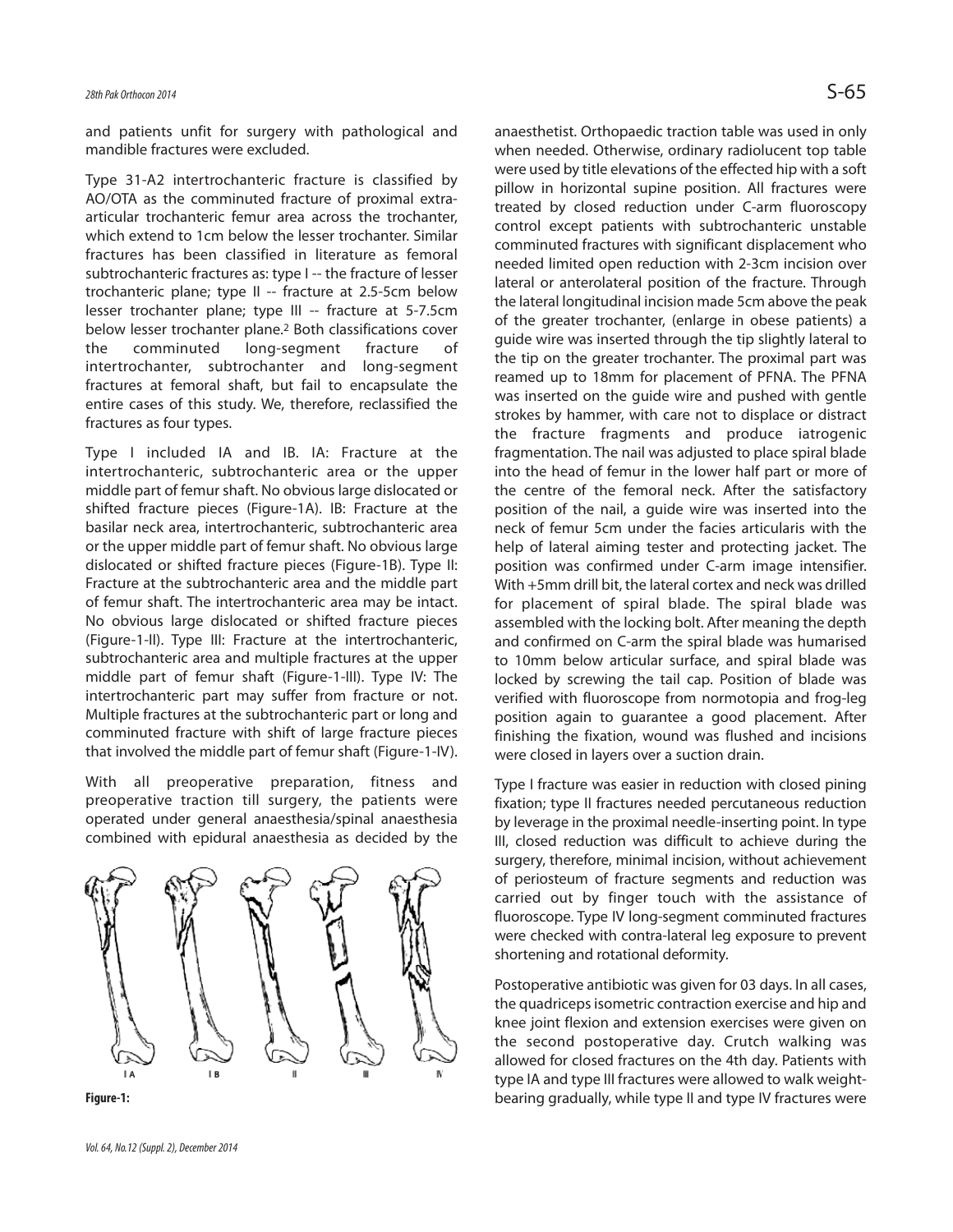and patients unfit for surgery with pathological and mandible fractures were excluded.

Type 31-A2 intertrochanteric fracture is classified by AO/OTA as the comminuted fracture of proximal extra-articular trochanteric femur area across the trochanter, which extend to 1cm below the lesser trochanter. Similar fractures has been classified in literature as femoral subtrochanteric fractures as: type I -- the fracture of lesser trochanteric plane; type II -- fracture at 2.5-5cm below lesser trochanter plane; type III -- fracture at 5-7.5cm below lesser trochanter plane.[2] Both classifications cover the comminuted long-segment fracture of intertrochanter, subtrochanter and long-segment fractures at femoral shaft, but fail to encapsulate the entire cases of this study. We, therefore, reclassified the fractures as four types.

Type I included IA and IB. IA: Fracture at the intertrochanteric, subtrochanteric area or the upper middle part of femur shaft. No obvious large dislocated or shifted fracture pieces (Figure-1A). IB: Fracture at the basilar neck area, intertrochanteric, subtrochanteric area or the upper middle part of femur shaft. No obvious large dislocated or shifted fracture pieces (Figure-1B). Type II: Fracture at the subtrochanteric area and the middle part of femur shaft. The intertrochanteric area may be intact. No obvious large dislocated or shifted fracture pieces (Figure-1-II). Type III: Fracture at the intertrochanteric, subtrochanteric area and multiple fractures at the upper middle part of femur shaft (Figure-1-III). Type IV: The intertrochanteric part may suffer from fracture or not. Multiple fractures at the subtrochanteric part or long and comminuted fracture with shift of large fracture pieces that involved the middle part of femur shaft (Figure-1-IV).

With all preoperative preparation, fitness and preoperative traction till surgery, the patients were operated under general anaesthesia/spinal anaesthesia combined with epidural anaesthesia as decided by the

I A

I B

II

III

IV

**Figure-1:**

anaesthetist. Orthopaedic traction table was used in only when needed. Otherwise, ordinary radiolucent top table were used by title elevations of the effected hip with a soft pillow in horizontal supine position. All fractures were treated by closed reduction under C-arm fluoroscopy control except patients with subtrochanteric unstable comminuted fractures with significant displacement who needed limited open reduction with 2-3cm incision over lateral or anterolateral position of the fracture. Through the lateral longitudinal incision made 5cm above the peak of the greater trochanter, (enlarge in obese patients) a guide wire was inserted through the tip slightly lateral to the tip on the greater trochanter. The proximal part was reamed up to 18mm for placement of PFNA. The PFNA was inserted on the guide wire and pushed with gentle strokes by hammer, with care not to displace or distract the fracture fragments and produce iatrogenic fragmentation. The nail was adjusted to place spiral blade into the head of femur in the lower half part or more of the centre of the femoral neck. After the satisfactory position of the nail, a guide wire was inserted into the neck of femur 5cm under the facies articularis with the help of lateral aiming tester and protecting jacket. The position was confirmed under C-arm image intensifier. With +5mm drill bit, the lateral cortex and neck was drilled for placement of spiral blade. The spiral blade was assembled with the locking bolt. After meaning the depth and confirmed on C-arm the spiral blade was humarised to 10mm below articular surface, and spiral blade was locked by screwing the tail cap. Position of blade was verified with fluoroscope from normotopia and frog-leg position again to guarantee a good placement. After finishing the fixation, wound was flushed and incisions were closed in layers over a suction drain.

Type I fracture was easier in reduction with closed pining fixation; type II fractures needed percutaneous reduction by leverage in the proximal needle-inserting point. In type III, closed reduction was difficult to achieve during the surgery, therefore, minimal incision, without achievement of periosteum of fracture segments and reduction was carried out by finger touch with the assistance of fluoroscope. Type IV long-segment comminuted fractures were checked with contra-lateral leg exposure to prevent shortening and rotational deformity.

Postoperative antibiotic was given for 03 days. In all cases, the quadriceps isometric contraction exercise and hip and knee joint flexion and extension exercises were given on the second postoperative day. Crutch walking was allowed for closed fractures on the 4th day. Patients with type IA and type III fractures were allowed to walk weight-bearing gradually, while type II and type IV fractures were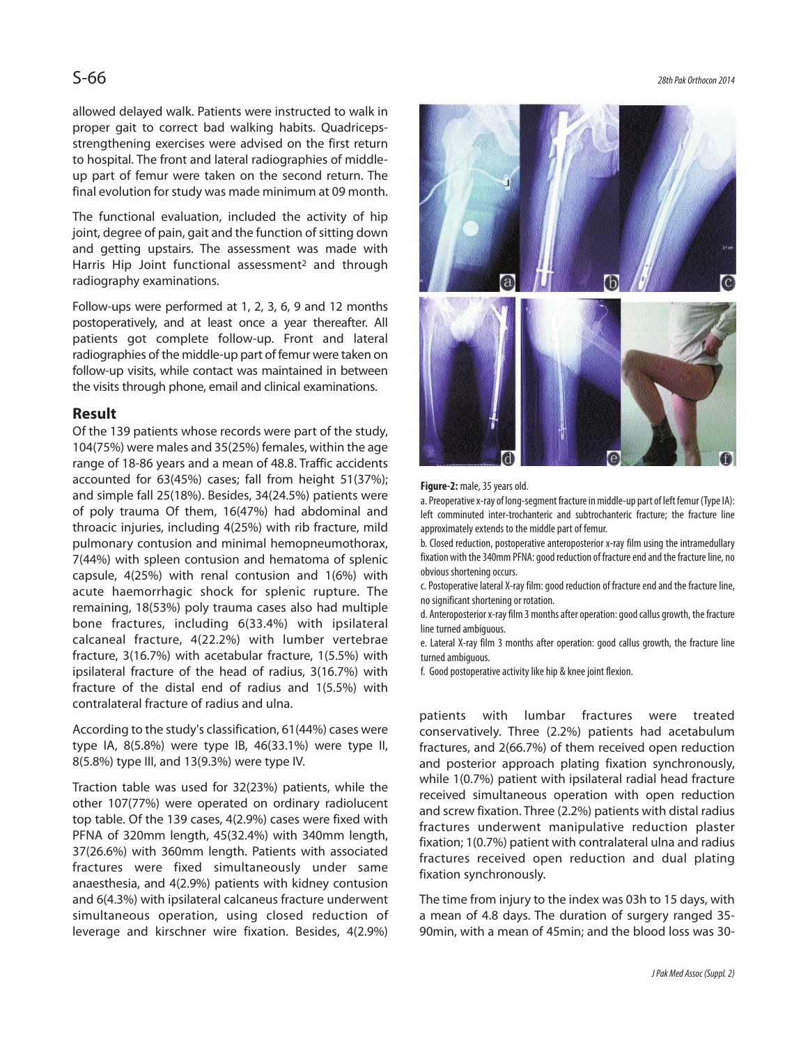allowed delayed walk. Patients were instructed to walk in proper gait to correct bad walking habits. Quadriceps-strengthening exercises were advised on the first return to hospital. The front and lateral radiographies of middle-up part of femur were taken on the second return. The final evolution for study was made minimum at 09 month.

The functional evaluation, included the activity of hip joint, degree of pain, gait and the function of sitting down and getting upstairs. The assessment was made with Harris Hip Joint functional assessment[2] and through radiography examinations.

Follow-ups were performed at 1, 2, 3, 6, 9 and 12 months postoperatively, and at least once a year thereafter. All patients got complete follow-up. Front and lateral radiographies of the middle-up part of femur were taken on follow-up visits, while contact was maintained in between the visits through phone, email and clinical examinations.

## Result

Of the 139 patients whose records were part of the study, 104(75%) were males and 35(25%) females, within the age range of 18-86 years and a mean of 48.8. Traffic accidents accounted for 63(45%) cases; fall from height 51(37%); and simple fall 25(18%). Besides, 34(24.5%) patients were of poly trauma Of them, 16(47%) had abdominal and throacic injuries, including 4(25%) with rib fracture, mild pulmonary contusion and minimal hemopneumothorax, 7(44%) with spleen contusion and hematoma of splenic capsule, 4(25%) with renal contusion and 1(6%) with acute haemorrhagic shock for splenic rupture. The remaining, 18(53%) poly trauma cases also had multiple bone fractures, including 6(33.4%) with ipsilateral calcaneal fracture, 4(22.2%) with lumber vertebrae fracture, 3(16.7%) with acetabular fracture, 1(5.5%) with ipsilateral fracture of the head of radius, 3(16.7%) with fracture of the distal end of radius and 1(5.5%) with contralateral fracture of radius and ulna.

According to the study's classification, 61(44%) cases were type IA, 8(5.8%) were type IB, 46(33.1%) were type II, 8(5.8%) type III, and 13(9.3%) were type IV.

Traction table was used for 32(23%) patients, while the other 107(77%) were operated on ordinary radiolucent top table. Of the 139 cases, 4(2.9%) cases were fixed with PFNA of 320mm length, 45(32.4%) with 340mm length, 37(26.6%) with 360mm length. Patients with associated fractures were fixed simultaneously under same anaesthesia, and 4(2.9%) patients with kidney contusion and 6(4.3%) with ipsilateral calcaneus fracture underwent simultaneous operation, using closed reduction of leverage and kirschner wire fixation. Besides, 4(2.9%) patients with lumbar fractures were treated conservatively. Three (2.2%) patients had acetabulum fractures, and 2(66.7%) of them received open reduction and posterior approach plating fixation synchronously, while 1(0.7%) patient with ipsilateral radial head fracture received simultaneous operation with open reduction and screw fixation. Three (2.2%) patients with distal radius fractures underwent manipulative reduction plaster fixation; 1(0.7%) patient with contralateral ulna and radius fractures received open reduction and dual plating fixation synchronously.

**Figure-2:** male, 35 years old.

a. Preoperative x-ray of long-segment fracture in middle-up part of left femur (Type IA): left comminuted inter-trochanteric and subtrochanteric fracture; the fracture line approximately extends to the middle part of femur.

b. Closed reduction, postoperative anteroposterior x-ray film using the intramedullary fixation with the 340mm PFNA: good reduction of fracture end and the fracture line, no obvious shortening occurs.

c. Postoperative lateral X-ray film: good reduction of fracture end and the fracture line, no significant shortening or rotation.

d. Anteroposterior x-ray film 3 months after operation: good callus growth, the fracture line turned ambiguous.

e. Lateral X-ray film 3 months after operation: good callus growth, the fracture line turned ambiguous.

f. Good postoperative activity like hip & knee joint flexion.

The time from injury to the index was 03h to 15 days, with a mean of 4.8 days. The duration of surgery ranged 35-90min, with a mean of 45min; and the blood loss was 30-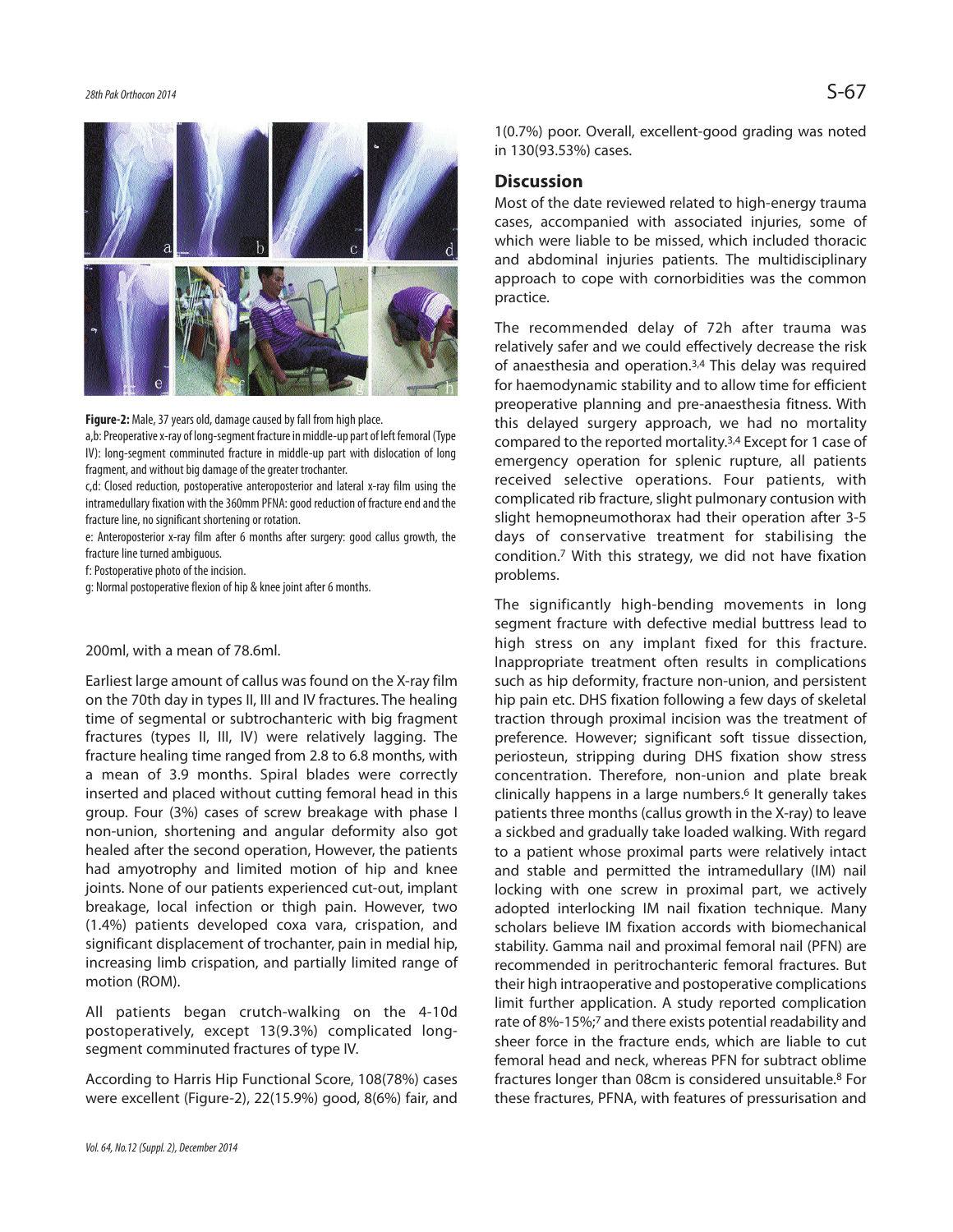**Figure-2:** Male, 37 years old, damage caused by fall from high place.

a,b: Preoperative x-ray of long-segment fracture in middle-up part of left femoral (Type IV): long-segment comminuted fracture in middle-up part with dislocation of long fragment, and without big damage of the greater trochanter.

c,d: Closed reduction, postoperative anteroposterior and lateral x-ray film using the intramedullary fixation with the 360mm PFNA: good reduction of fracture end and the fracture line, no significant shortening or rotation.

e: Anteroposterior x-ray film after 6 months after surgery: good callus growth, the fracture line turned ambiguous.

f: Postoperative photo of the incision.

g: Normal postoperative flexion of hip & knee joint after 6 months.

200ml, with a mean of 78.6ml.

Earliest large amount of callus was found on the X-ray film on the 70th day in types II, III and IV fractures. The healing time of segmental or subtrochanteric with big fragment fractures (types II, III, IV) were relatively lagging. The fracture healing time ranged from 2.8 to 6.8 months, with a mean of 3.9 months. Spiral blades were correctly inserted and placed without cutting femoral head in this group. Four (3%) cases of screw breakage with phase I non-union, shortening and angular deformity also got healed after the second operation, However, the patients had amyotrophy and limited motion of hip and knee joints. None of our patients experienced cut-out, implant breakage, local infection or thigh pain. However, two (1.4%) patients developed coxa vara, crispation, and significant displacement of trochanter, pain in medial hip, increasing limb crispation, and partially limited range of motion (ROM).

All patients began crutch-walking on the 4-10d postoperatively, except 13(9.3%) complicated long-segment comminuted fractures of type IV.

According to Harris Hip Functional Score, 108(78%) cases were excellent (Figure-2), 22(15.9%) good, 8(6%) fair, and 1(0.7%) poor. Overall, excellent-good grading was noted in 130(93.53%) cases.

## Discussion

Most of the date reviewed related to high-energy trauma cases, accompanied with associated injuries, some of which were liable to be missed, which included thoracic and abdominal injuries patients. The multidisciplinary approach to cope with cornorbidities was the common practice.

The recommended delay of 72h after trauma was relatively safer and we could effectively decrease the risk of anaesthesia and operation.[3,4] This delay was required for haemodynamic stability and to allow time for efficient preoperative planning and pre-anaesthesia fitness. With this delayed surgery approach, we had no mortality compared to the reported mortality.[3,4] Except for 1 case of emergency operation for splenic rupture, all patients received selective operations. Four patients, with complicated rib fracture, slight pulmonary contusion with slight hemopneumothorax had their operation after 3-5 days of conservative treatment for stabilising the condition.[7] With this strategy, we did not have fixation problems.

The significantly high-bending movements in long segment fracture with defective medial buttress lead to high stress on any implant fixed for this fracture. Inappropriate treatment often results in complications such as hip deformity, fracture non-union, and persistent hip pain etc. DHS fixation following a few days of skeletal traction through proximal incision was the treatment of preference. However; significant soft tissue dissection, periosteun, stripping during DHS fixation show stress concentration. Therefore, non-union and plate break clinically happens in a large numbers.[6] It generally takes patients three months (callus growth in the X-ray) to leave a sickbed and gradually take loaded walking. With regard to a patient whose proximal parts were relatively intact and stable and permitted the intramedullary (IM) nail locking with one screw in proximal part, we actively adopted interlocking IM nail fixation technique. Many scholars believe IM fixation accords with biomechanical stability. Gamma nail and proximal femoral nail (PFN) are recommended in peritrochanteric femoral fractures. But their high intraoperative and postoperative complications limit further application. A study reported complication rate of 8%-15%;[7] and there exists potential readability and sheer force in the fracture ends, which are liable to cut femoral head and neck, whereas PFN for subtract oblime fractures longer than 08cm is considered unsuitable.[8] For these fractures, PFNA, with features of pressurisation and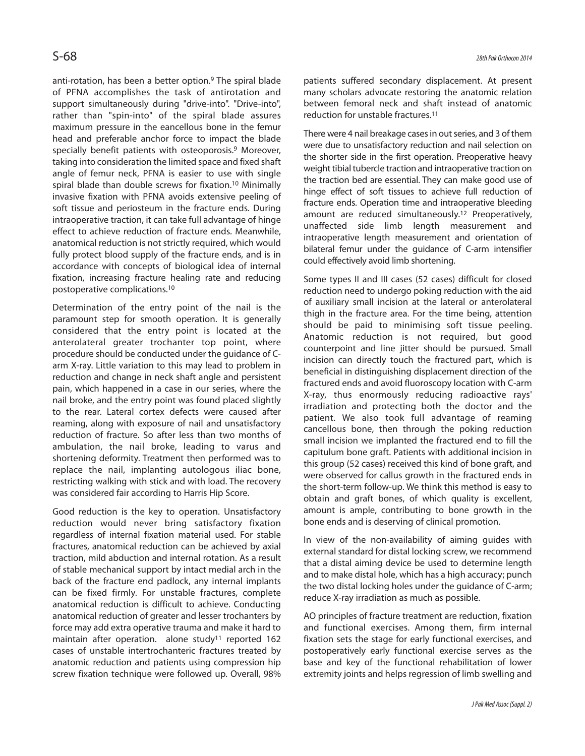anti-rotation, has been a better option.[9] The spiral blade of PFNA accomplishes the task of antirotation and support simultaneously during "drive-into". "Drive-into", rather than "spin-into" of the spiral blade assures maximum pressure in the eancellous bone in the femur head and preferable anchor force to impact the blade specially benefit patients with osteoporosis.[9] Moreover, taking into consideration the limited space and fixed shaft angle of femur neck, PFNA is easier to use with single spiral blade than double screws for fixation.[10] Minimally invasive fixation with PFNA avoids extensive peeling of soft tissue and periosteum in the fracture ends. During intraoperative traction, it can take full advantage of hinge effect to achieve reduction of fracture ends. Meanwhile, anatomical reduction is not strictly required, which would fully protect blood supply of the fracture ends, and is in accordance with concepts of biological idea of internal fixation, increasing fracture healing rate and reducing postoperative complications.[10]

Determination of the entry point of the nail is the paramount step for smooth operation. It is generally considered that the entry point is located at the anterolateral greater trochanter top point, where procedure should be conducted under the guidance of C-arm X-ray. Little variation to this may lead to problem in reduction and change in neck shaft angle and persistent pain, which happened in a case in our series, where the nail broke, and the entry point was found placed slightly to the rear. Lateral cortex defects were caused after reaming, along with exposure of nail and unsatisfactory reduction of fracture. So after less than two months of ambulation, the nail broke, leading to varus and shortening deformity. Treatment then performed was to replace the nail, implanting autologous iliac bone, restricting walking with stick and with load. The recovery was considered fair according to Harris Hip Score.

Good reduction is the key to operation. Unsatisfactory reduction would never bring satisfactory fixation regardless of internal fixation material used. For stable fractures, anatomical reduction can be achieved by axial traction, mild abduction and internal rotation. As a result of stable mechanical support by intact medial arch in the back of the fracture end padlock, any internal implants can be fixed firmly. For unstable fractures, complete anatomical reduction is difficult to achieve. Conducting anatomical reduction of greater and lesser trochanters by force may add extra operative trauma and make it hard to maintain after operation. alone study[11] reported 162 cases of unstable intertrochanteric fractures treated by anatomic reduction and patients using compression hip screw fixation technique were followed up. Overall, 98% patients suffered secondary displacement. At present many scholars advocate restoring the anatomic relation between femoral neck and shaft instead of anatomic reduction for unstable fractures.[11]

There were 4 nail breakage cases in out series, and 3 of them were due to unsatisfactory reduction and nail selection on the shorter side in the first operation. Preoperative heavy weight tibial tubercle traction and intraoperative traction on the traction bed are essential. They can make good use of hinge effect of soft tissues to achieve full reduction of fracture ends. Operation time and intraoperative bleeding amount are reduced simultaneously.[12] Preoperatively, unaffected side limb length measurement and intraoperative length measurement and orientation of bilateral femur under the guidance of C-arm intensifier could effectively avoid limb shortening.

Some types II and III cases (52 cases) difficult for closed reduction need to undergo poking reduction with the aid of auxiliary small incision at the lateral or anterolateral thigh in the fracture area. For the time being, attention should be paid to minimising soft tissue peeling. Anatomic reduction is not required, but good counterpoint and line jitter should be pursued. Small incision can directly touch the fractured part, which is beneficial in distinguishing displacement direction of the fractured ends and avoid fluoroscopy location with C-arm X-ray, thus enormously reducing radioactive rays' irradiation and protecting both the doctor and the patient. We also took full advantage of reaming cancellous bone, then through the poking reduction small incision we implanted the fractured end to fill the capitulum bone graft. Patients with additional incision in this group (52 cases) received this kind of bone graft, and were observed for callus growth in the fractured ends in the short-term follow-up. We think this method is easy to obtain and graft bones, of which quality is excellent, amount is ample, contributing to bone growth in the bone ends and is deserving of clinical promotion.

In view of the non-availability of aiming guides with external standard for distal locking screw, we recommend that a distal aiming device be used to determine length and to make distal hole, which has a high accuracy; punch the two distal locking holes under the guidance of C-arm; reduce X-ray irradiation as much as possible.

AO principles of fracture treatment are reduction, fixation and functional exercises. Among them, firm internal fixation sets the stage for early functional exercises, and postoperatively early functional exercise serves as the base and key of the functional rehabilitation of lower extremity joints and helps regression of limb swelling and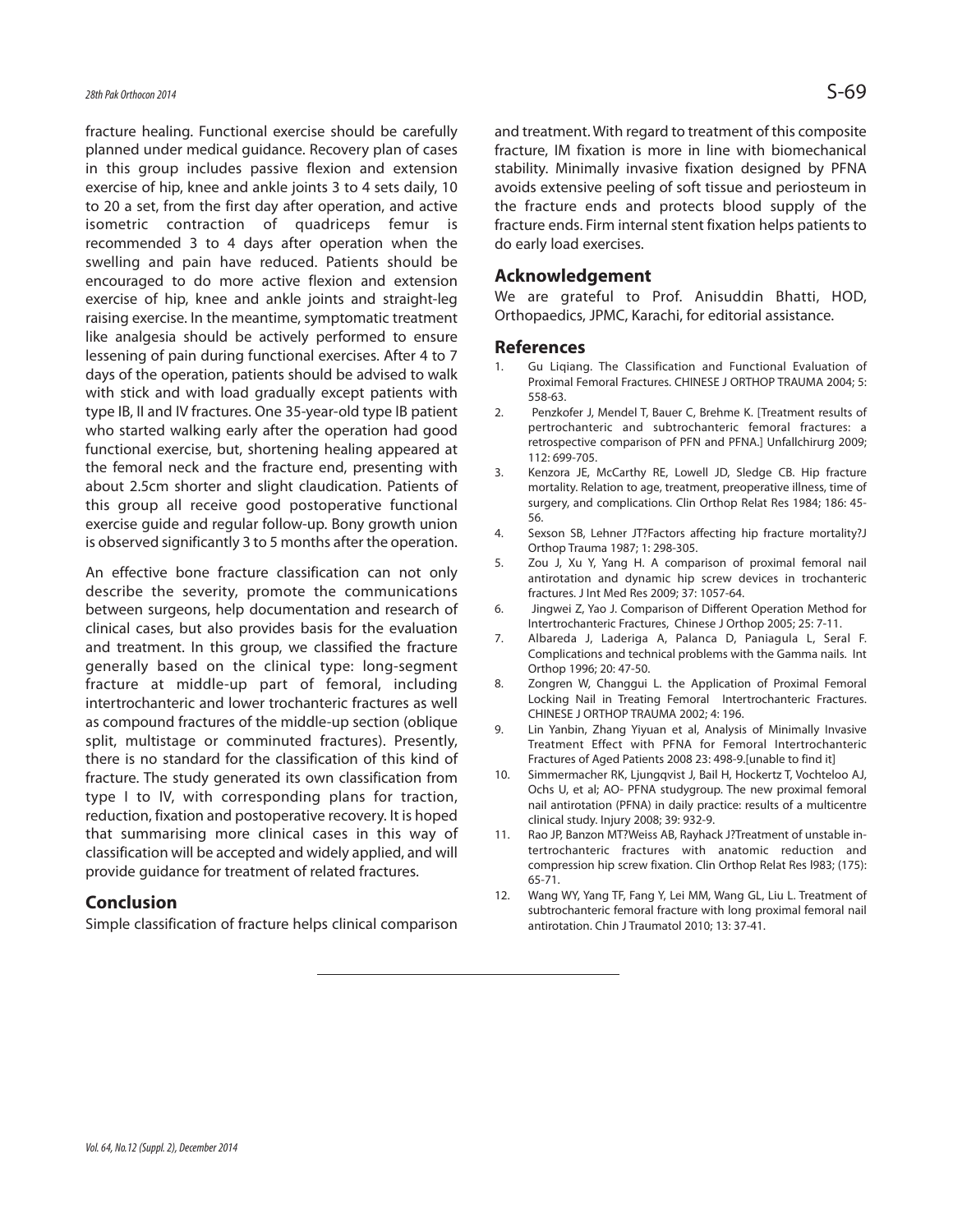fracture healing. Functional exercise should be carefully planned under medical guidance. Recovery plan of cases in this group includes passive flexion and extension exercise of hip, knee and ankle joints 3 to 4 sets daily, 10 to 20 a set, from the first day after operation, and active isometric contraction of quadriceps femur is recommended 3 to 4 days after operation when the swelling and pain have reduced. Patients should be encouraged to do more active flexion and extension exercise of hip, knee and ankle joints and straight-leg raising exercise. In the meantime, symptomatic treatment like analgesia should be actively performed to ensure lessening of pain during functional exercises. After 4 to 7 days of the operation, patients should be advised to walk with stick and with load gradually except patients with type IB, II and IV fractures. One 35-year-old type IB patient who started walking early after the operation had good functional exercise, but, shortening healing appeared at the femoral neck and the fracture end, presenting with about 2.5cm shorter and slight claudication. Patients of this group all receive good postoperative functional exercise guide and regular follow-up. Bony growth union is observed significantly 3 to 5 months after the operation.

An effective bone fracture classification can not only describe the severity, promote the communications between surgeons, help documentation and research of clinical cases, but also provides basis for the evaluation and treatment. In this group, we classified the fracture generally based on the clinical type: long-segment fracture at middle-up part of femoral, including intertrochanteric and lower trochanteric fractures as well as compound fractures of the middle-up section (oblique split, multistage or comminuted fractures). Presently, there is no standard for the classification of this kind of fracture. The study generated its own classification from type I to IV, with corresponding plans for traction, reduction, fixation and postoperative recovery. It is hoped that summarising more clinical cases in this way of classification will be accepted and widely applied, and will provide guidance for treatment of related fractures.

## Conclusion

Simple classification of fracture helps clinical comparison and treatment. With regard to treatment of this composite fracture, IM fixation is more in line with biomechanical stability. Minimally invasive fixation designed by PFNA avoids extensive peeling of soft tissue and periosteum in the fracture ends and protects blood supply of the fracture ends. Firm internal stent fixation helps patients to do early load exercises.

## Acknowledgement

We are grateful to Prof. Anisuddin Bhatti, HOD, Orthopaedics, JPMC, Karachi, for editorial assistance.

## References

1. Gu Liqiang. The Classification and Functional Evaluation of Proximal Femoral Fractures. CHINESE J ORTHOP TRAUMA 2004; 5: 558-63.
2. Penzkofer J, Mendel T, Bauer C, Brehme K. [Treatment results of pertrochanteric and subtrochanteric femoral fractures: a retrospective comparison of PFN and PFNA.] Unfallchirurg 2009; 112: 699-705.
3. Kenzora JE, McCarthy RE, Lowell JD, Sledge CB. Hip fracture mortality. Relation to age, treatment, preoperative illness, time of surgery, and complications. Clin Orthop Relat Res 1984; 186: 45-56.
4. Sexson SB, Lehner JT?Factors affecting hip fracture mortality?J Orthop Trauma 1987; 1: 298-305.
5. Zou J, Xu Y, Yang H. A comparison of proximal femoral nail antirotation and dynamic hip screw devices in trochanteric fractures. J Int Med Res 2009; 37: 1057-64.
6. Jingwei Z, Yao J. Comparison of Different Operation Method for Intertrochanteric Fractures, Chinese J Orthop 2005; 25: 7-11.
7. Albareda J, Laderiga A, Palanca D, Paniagula L, Seral F. Complications and technical problems with the Gamma nails. Int Orthop 1996; 20: 47-50.
8. Zongren W, Changgui L. the Application of Proximal Femoral Locking Nail in Treating Femoral Intertrochanteric Fractures. CHINESE J ORTHOP TRAUMA 2002; 4: 196.
9. Lin Yanbin, Zhang Yiyuan et al, Analysis of Minimally Invasive Treatment Effect with PFNA for Femoral Intertrochanteric Fractures of Aged Patients 2008 23: 498-9.[unable to find it]
10. Simmermacher RK, Ljungqvist J, Bail H, Hockertz T, Vochteloo AJ, Ochs U, et al; AO- PFNA studygroup. The new proximal femoral nail antirotation (PFNA) in daily practice: results of a multicentre clinical study. Injury 2008; 39: 932-9.
11. Rao JP, Banzon MT?Weiss AB, Rayhack J?Treatment of unstable intertrochanteric fractures with anatomic reduction and compression hip screw fixation. Clin Orthop Relat Res l983; (175): 65-71.
12. Wang WY, Yang TF, Fang Y, Lei MM, Wang GL, Liu L. Treatment of subtrochanteric femoral fracture with long proximal femoral nail antirotation. Chin J Traumatol 2010; 13: 37-41.